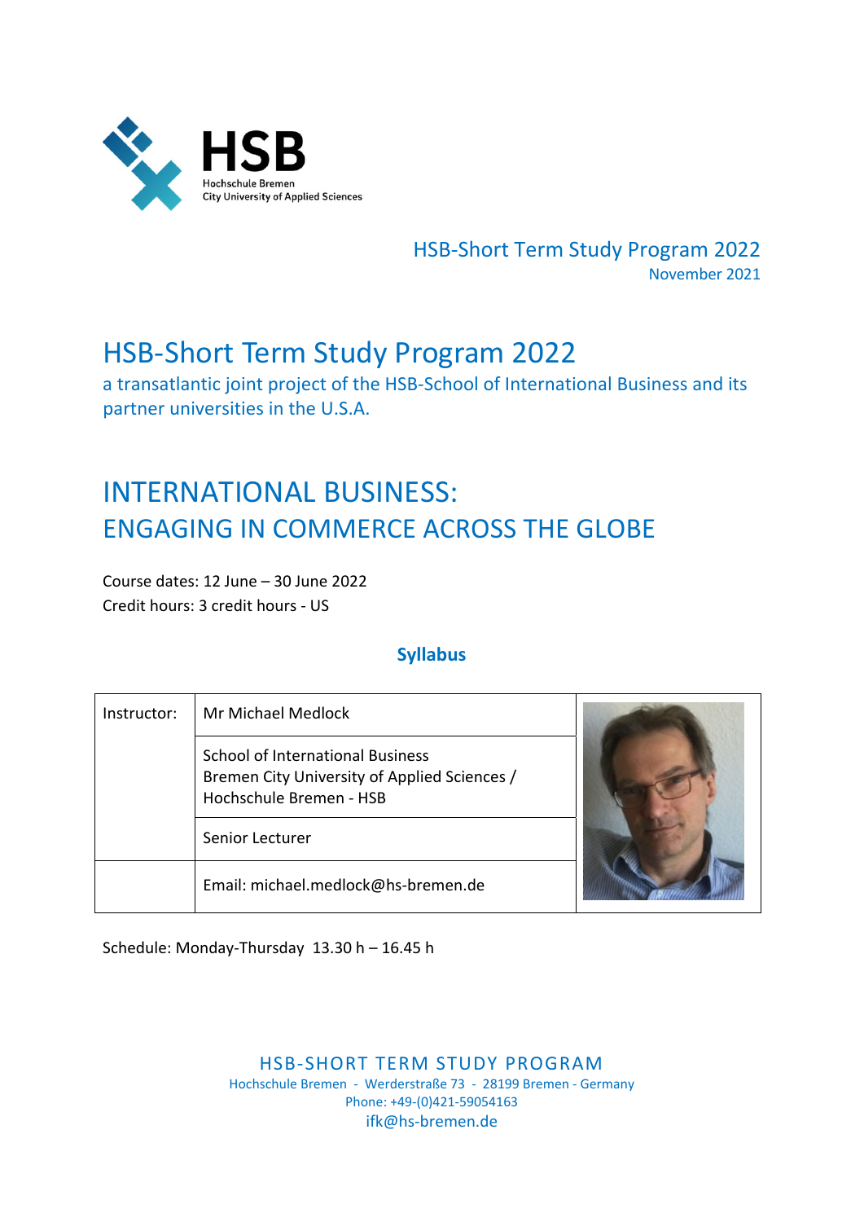HSB
Hochschule Bremen
City University of Applied Sciences

HSB-Short Term Study Program 2022
November 2021

# HSB-Short Term Study Program 2022

a transatlantic joint project of the HSB-School of International Business and its partner universities in the U.S.A.

# INTERNATIONAL BUSINESS: ENGAGING IN COMMERCE ACROSS THE GLOBE

Course dates: 12 June – 30 June 2022
Credit hours: 3 credit hours - US

## Syllabus

| Instructor: | Mr Michael Medlock |
|---|---|
| | School of International Business<br>Bremen City University of Applied Sciences / Hochschule Bremen - HSB |
| | Senior Lecturer |
| | Email: michael.medlock@hs-bremen.de |

Schedule: Monday-Thursday 13.30 h – 16.45 h

HSB-SHORT TERM STUDY PROGRAM
Hochschule Bremen - Werderstraße 73 - 28199 Bremen - Germany
Phone: +49-(0)421-59054163
ifk@hs-bremen.de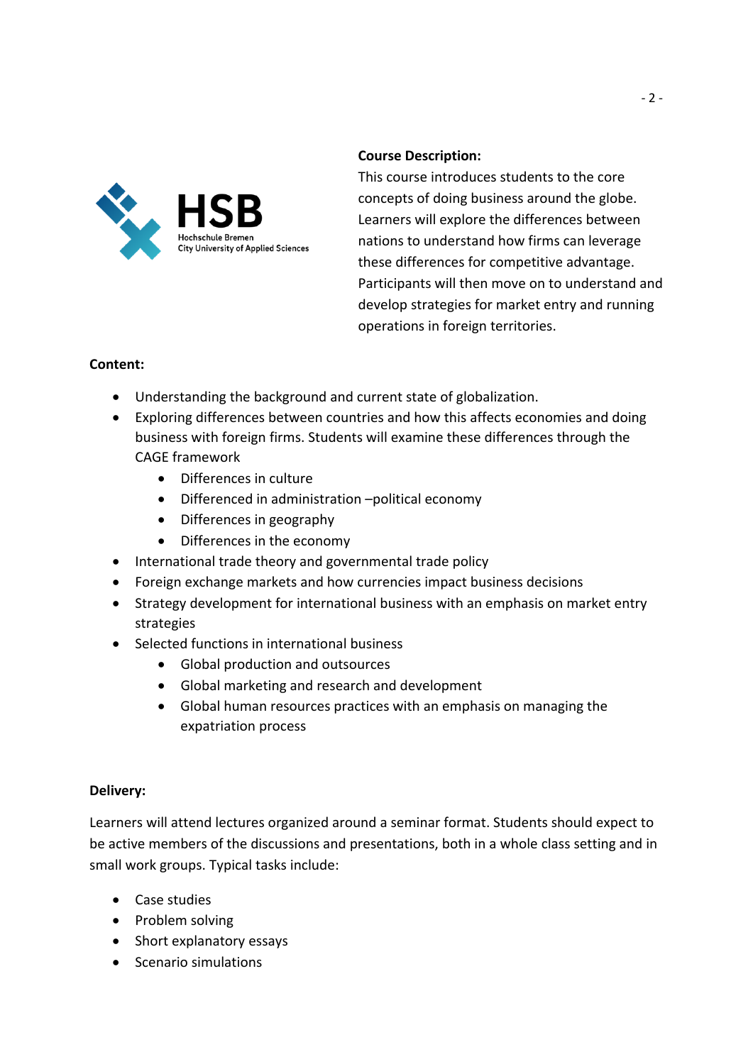**Course Description:**

This course introduces students to the core concepts of doing business around the globe. Learners will explore the differences between nations to understand how firms can leverage these differences for competitive advantage. Participants will then move on to understand and develop strategies for market entry and running operations in foreign territories.

**Content:**

- Understanding the background and current state of globalization.
- Exploring differences between countries and how this affects economies and doing business with foreign firms. Students will examine these differences through the CAGE framework
  - Differences in culture
  - Differenced in administration –political economy
  - Differences in geography
  - Differences in the economy
- International trade theory and governmental trade policy
- Foreign exchange markets and how currencies impact business decisions
- Strategy development for international business with an emphasis on market entry strategies
- Selected functions in international business
  - Global production and outsources
  - Global marketing and research and development
  - Global human resources practices with an emphasis on managing the expatriation process

**Delivery:**

Learners will attend lectures organized around a seminar format. Students should expect to be active members of the discussions and presentations, both in a whole class setting and in small work groups. Typical tasks include:

- Case studies
- Problem solving
- Short explanatory essays
- Scenario simulations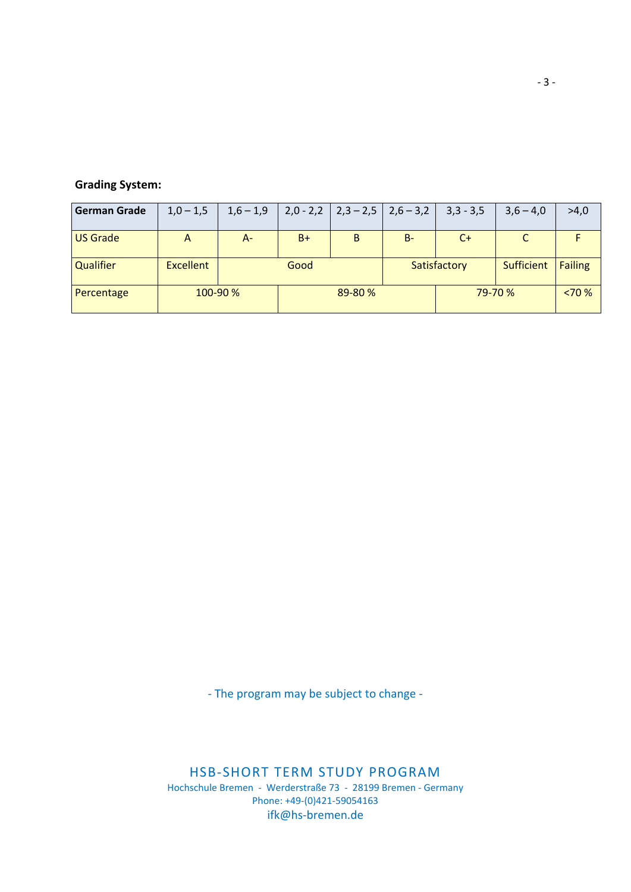**Grading System:**

| German Grade | 1,0 – 1,5 | 1,6 – 1,9 | 2,0 - 2,2 | 2,3 – 2,5 | 2,6 – 3,2 | 3,3 - 3,5 | 3,6 – 4,0 | >4,0 |
|---|---|---|---|---|---|---|---|---|
| US Grade | A | A- | B+ | B | B- | C+ | C | F |
| Qualifier | Excellent | Good | | | Satisfactory | | Sufficient | Failing |
| Percentage | 100-90 % | | 89-80 % | | | 79-70 % | | <70 % |

- The program may be subject to change -

HSB-SHORT TERM STUDY PROGRAM
Hochschule Bremen - Werderstraße 73 - 28199 Bremen - Germany
Phone: +49-(0)421-59054163
ifk@hs-bremen.de